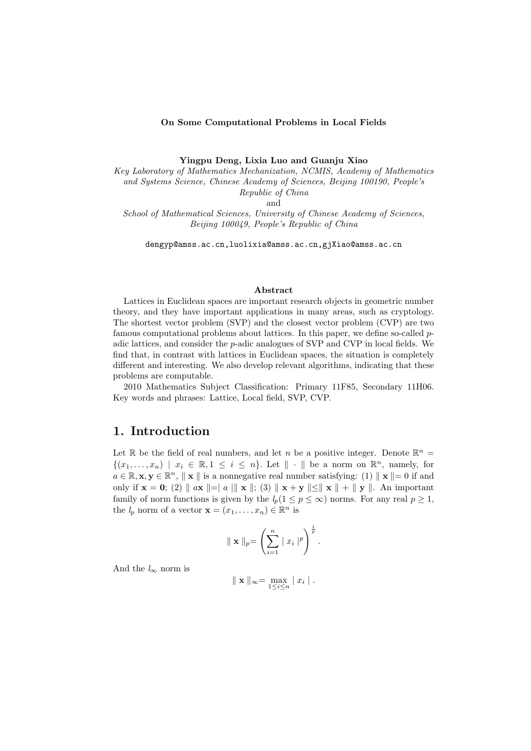**On Some Computational Problems in Local Fields**

**Yingpu Deng, Lixia Luo and Guanju Xiao**

*Key Laboratory of Mathematics Mechanization, NCMIS, Academy of Mathematics and Systems Science, Chinese Academy of Sciences, Beijing 100190, People's Republic of China*

and

*School of Mathematical Sciences, University of Chinese Academy of Sciences, Beijing 100049, People's Republic of China*

dengyp@amss.ac.cn,luolixia@amss.ac.cn,gjXiao@amss.ac.cn

**Abstract**

Lattices in Euclidean spaces are important research objects in geometric number theory, and they have important applications in many areas, such as cryptology. The shortest vector problem (SVP) and the closest vector problem (CVP) are two famous computational problems about lattices. In this paper, we define so-called $p$-adic lattices, and consider the $p$-adic analogues of SVP and CVP in local fields. We find that, in contrast with lattices in Euclidean spaces, the situation is completely different and interesting. We also develop relevant algorithms, indicating that these problems are computable.

2010 Mathematics Subject Classification: Primary 11F85, Secondary 11H06.
Key words and phrases: Lattice, Local field, SVP, CVP.

# 1. Introduction

Let $\mathbb{R}$ be the field of real numbers, and let $n$ be a positive integer. Denote $\mathbb{R}^n = \{(x_1, \ldots, x_n) \mid x_i \in \mathbb{R}, 1 \leq i \leq n\}$. Let $\| \cdot \|$ be a norm on $\mathbb{R}^n$, namely, for $a \in \mathbb{R}, \mathbf{x}, \mathbf{y} \in \mathbb{R}^n$, $\| \mathbf{x} \|$ is a nonnegative real number satisfying: (1) $\| \mathbf{x} \| = 0$ if and only if $\mathbf{x} = \mathbf{0}$; (2) $\| a\mathbf{x} \| = | a | \| \mathbf{x} \|$; (3) $\| \mathbf{x} + \mathbf{y} \| \leq \| \mathbf{x} \| + \| \mathbf{y} \|$. An important family of norm functions is given by the $l_p (1 \leq p \leq \infty)$ norms. For any real $p \geq 1$, the $l_p$ norm of a vector $\mathbf{x} = (x_1, \ldots, x_n) \in \mathbb{R}^n$ is

$$\| \mathbf{x} \|_p = \left( \sum_{i=1}^{n} | x_i |^p \right)^{\frac{1}{p}}.$$

And the $l_\infty$ norm is

$$\| \mathbf{x} \|_\infty = \max_{1 \leq i \leq n} | x_i | .$$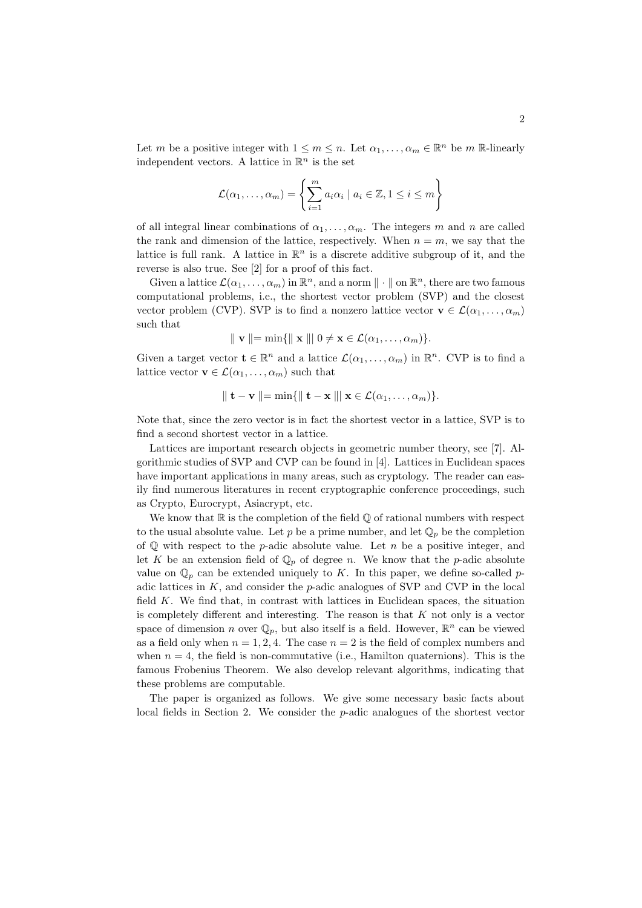Let $m$ be a positive integer with $1 \leq m \leq n$. Let $\alpha_1, \ldots, \alpha_m \in \mathbb{R}^n$ be $m$ $\mathbb{R}$-linearly independent vectors. A lattice in $\mathbb{R}^n$ is the set

$$\mathcal{L}(\alpha_1, \ldots, \alpha_m) = \left\{ \sum_{i=1}^{m} a_i \alpha_i \mid a_i \in \mathbb{Z}, 1 \leq i \leq m \right\}$$

of all integral linear combinations of $\alpha_1, \ldots, \alpha_m$. The integers $m$ and $n$ are called the rank and dimension of the lattice, respectively. When $n = m$, we say that the lattice is full rank. A lattice in $\mathbb{R}^n$ is a discrete additive subgroup of it, and the reverse is also true. See [2] for a proof of this fact.

Given a lattice $\mathcal{L}(\alpha_1, \ldots, \alpha_m)$ in $\mathbb{R}^n$, and a norm $\| \cdot \|$ on $\mathbb{R}^n$, there are two famous computational problems, i.e., the shortest vector problem (SVP) and the closest vector problem (CVP). SVP is to find a nonzero lattice vector $\mathbf{v} \in \mathcal{L}(\alpha_1, \ldots, \alpha_m)$ such that

$$\| \mathbf{v} \| = \min\{\| \mathbf{x} \| \mid 0 \neq \mathbf{x} \in \mathcal{L}(\alpha_1, \ldots, \alpha_m)\}.$$

Given a target vector $\mathbf{t} \in \mathbb{R}^n$ and a lattice $\mathcal{L}(\alpha_1, \ldots, \alpha_m)$ in $\mathbb{R}^n$. CVP is to find a lattice vector $\mathbf{v} \in \mathcal{L}(\alpha_1, \ldots, \alpha_m)$ such that

$$\| \mathbf{t} - \mathbf{v} \| = \min\{\| \mathbf{t} - \mathbf{x} \| \mid \mathbf{x} \in \mathcal{L}(\alpha_1, \ldots, \alpha_m)\}.$$

Note that, since the zero vector is in fact the shortest vector in a lattice, SVP is to find a second shortest vector in a lattice.

Lattices are important research objects in geometric number theory, see [7]. Algorithmic studies of SVP and CVP can be found in [4]. Lattices in Euclidean spaces have important applications in many areas, such as cryptology. The reader can easily find numerous literatures in recent cryptographic conference proceedings, such as Crypto, Eurocrypt, Asiacrypt, etc.

We know that $\mathbb{R}$ is the completion of the field $\mathbb{Q}$ of rational numbers with respect to the usual absolute value. Let $p$ be a prime number, and let $\mathbb{Q}_p$ be the completion of $\mathbb{Q}$ with respect to the $p$-adic absolute value. Let $n$ be a positive integer, and let $K$ be an extension field of $\mathbb{Q}_p$ of degree $n$. We know that the $p$-adic absolute value on $\mathbb{Q}_p$ can be extended uniquely to $K$. In this paper, we define so-called $p$-adic lattices in $K$, and consider the $p$-adic analogues of SVP and CVP in the local field $K$. We find that, in contrast with lattices in Euclidean spaces, the situation is completely different and interesting. The reason is that $K$ not only is a vector space of dimension $n$ over $\mathbb{Q}_p$, but also itself is a field. However, $\mathbb{R}^n$ can be viewed as a field only when $n = 1, 2, 4$. The case $n = 2$ is the field of complex numbers and when $n = 4$, the field is non-commutative (i.e., Hamilton quaternions). This is the famous Frobenius Theorem. We also develop relevant algorithms, indicating that these problems are computable.

The paper is organized as follows. We give some necessary basic facts about local fields in Section 2. We consider the $p$-adic analogues of the shortest vector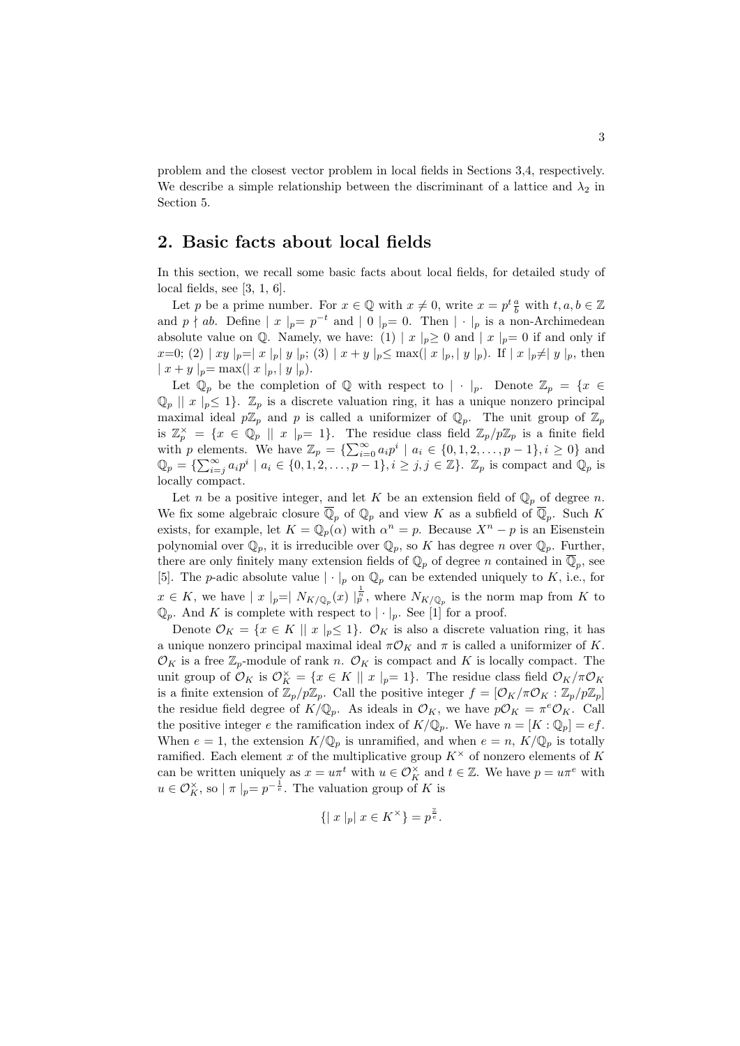problem and the closest vector problem in local fields in Sections 3,4, respectively. We describe a simple relationship between the discriminant of a lattice and $\lambda_2$ in Section 5.

## 2. Basic facts about local fields

In this section, we recall some basic facts about local fields, for detailed study of local fields, see [3, 1, 6].

Let $p$ be a prime number. For $x \in \mathbb{Q}$ with $x \neq 0$, write $x = p^t \frac{a}{b}$ with $t, a, b \in \mathbb{Z}$ and $p \nmid ab$. Define $\mid x \mid_p = p^{-t}$ and $\mid 0 \mid_p = 0$. Then $\mid \cdot \mid_p$ is a non-Archimedean absolute value on $\mathbb{Q}$. Namely, we have: (1) $\mid x \mid_p \geq 0$ and $\mid x \mid_p = 0$ if and only if $x$=0; (2) $\mid xy \mid_p = \mid x \mid_p \mid y \mid_p$; (3) $\mid x + y \mid_p \leq \max(\mid x \mid_p, \mid y \mid_p)$. If $\mid x \mid_p \neq \mid y \mid_p$, then $\mid x + y \mid_p = \max(\mid x \mid_p, \mid y \mid_p)$.

Let $\mathbb{Q}_p$ be the completion of $\mathbb{Q}$ with respect to $\mid \cdot \mid_p$. Denote $\mathbb{Z}_p = \{x \in \mathbb{Q}_p \mid\mid x \mid_p \leq 1\}$. $\mathbb{Z}_p$ is a discrete valuation ring, it has a unique nonzero principal maximal ideal $p\mathbb{Z}_p$ and $p$ is called a uniformizer of $\mathbb{Q}_p$. The unit group of $\mathbb{Z}_p$ is $\mathbb{Z}_p^\times = \{x \in \mathbb{Q}_p \mid\mid x \mid_p = 1\}$. The residue class field $\mathbb{Z}_p/p\mathbb{Z}_p$ is a finite field with $p$ elements. We have $\mathbb{Z}_p = \{\sum_{i=0}^{\infty} a_i p^i \mid a_i \in \{0, 1, 2, \ldots, p-1\}, i \geq 0\}$ and $\mathbb{Q}_p = \{\sum_{i=j}^{\infty} a_i p^i \mid a_i \in \{0, 1, 2, \ldots, p-1\}, i \geq j, j \in \mathbb{Z}\}$. $\mathbb{Z}_p$ is compact and $\mathbb{Q}_p$ is locally compact.

Let $n$ be a positive integer, and let $K$ be an extension field of $\mathbb{Q}_p$ of degree $n$. We fix some algebraic closure $\overline{\mathbb{Q}}_p$ of $\mathbb{Q}_p$ and view $K$ as a subfield of $\overline{\mathbb{Q}}_p$. Such $K$ exists, for example, let $K = \mathbb{Q}_p(\alpha)$ with $\alpha^n = p$. Because $X^n - p$ is an Eisenstein polynomial over $\mathbb{Q}_p$, it is irreducible over $\mathbb{Q}_p$, so $K$ has degree $n$ over $\mathbb{Q}_p$. Further, there are only finitely many extension fields of $\mathbb{Q}_p$ of degree $n$ contained in $\overline{\mathbb{Q}}_p$, see [5]. The $p$-adic absolute value $\mid \cdot \mid_p$ on $\mathbb{Q}_p$ can be extended uniquely to $K$, i.e., for $x \in K$, we have $\mid x \mid_p = \mid N_{K/\mathbb{Q}_p}(x) \mid_p^{\frac{1}{n}}$, where $N_{K/\mathbb{Q}_p}$ is the norm map from $K$ to $\mathbb{Q}_p$. And $K$ is complete with respect to $\mid \cdot \mid_p$. See [1] for a proof.

Denote $\mathcal{O}_K = \{x \in K \mid\mid x \mid_p \leq 1\}$. $\mathcal{O}_K$ is also a discrete valuation ring, it has a unique nonzero principal maximal ideal $\pi\mathcal{O}_K$ and $\pi$ is called a uniformizer of $K$. $\mathcal{O}_K$ is a free $\mathbb{Z}_p$-module of rank $n$. $\mathcal{O}_K$ is compact and $K$ is locally compact. The unit group of $\mathcal{O}_K$ is $\mathcal{O}_K^\times = \{x \in K \mid\mid x \mid_p = 1\}$. The residue class field $\mathcal{O}_K/\pi\mathcal{O}_K$ is a finite extension of $\mathbb{Z}_p/p\mathbb{Z}_p$. Call the positive integer $f = [\mathcal{O}_K/\pi\mathcal{O}_K : \mathbb{Z}_p/p\mathbb{Z}_p]$ the residue field degree of $K/\mathbb{Q}_p$. As ideals in $\mathcal{O}_K$, we have $p\mathcal{O}_K = \pi^e\mathcal{O}_K$. Call the positive integer $e$ the ramification index of $K/\mathbb{Q}_p$. We have $n = [K : \mathbb{Q}_p] = ef$. When $e = 1$, the extension $K/\mathbb{Q}_p$ is unramified, and when $e = n$, $K/\mathbb{Q}_p$ is totally ramified. Each element $x$ of the multiplicative group $K^\times$ of nonzero elements of $K$ can be written uniquely as $x = u\pi^t$ with $u \in \mathcal{O}_K^\times$ and $t \in \mathbb{Z}$. We have $p = u\pi^e$ with $u \in \mathcal{O}_K^\times$, so $\mid \pi \mid_p = p^{-\frac{1}{e}}$. The valuation group of $K$ is

$$\{\mid x \mid_p \mid x \in K^\times\} = p^{\frac{\mathbb{Z}}{e}}.$$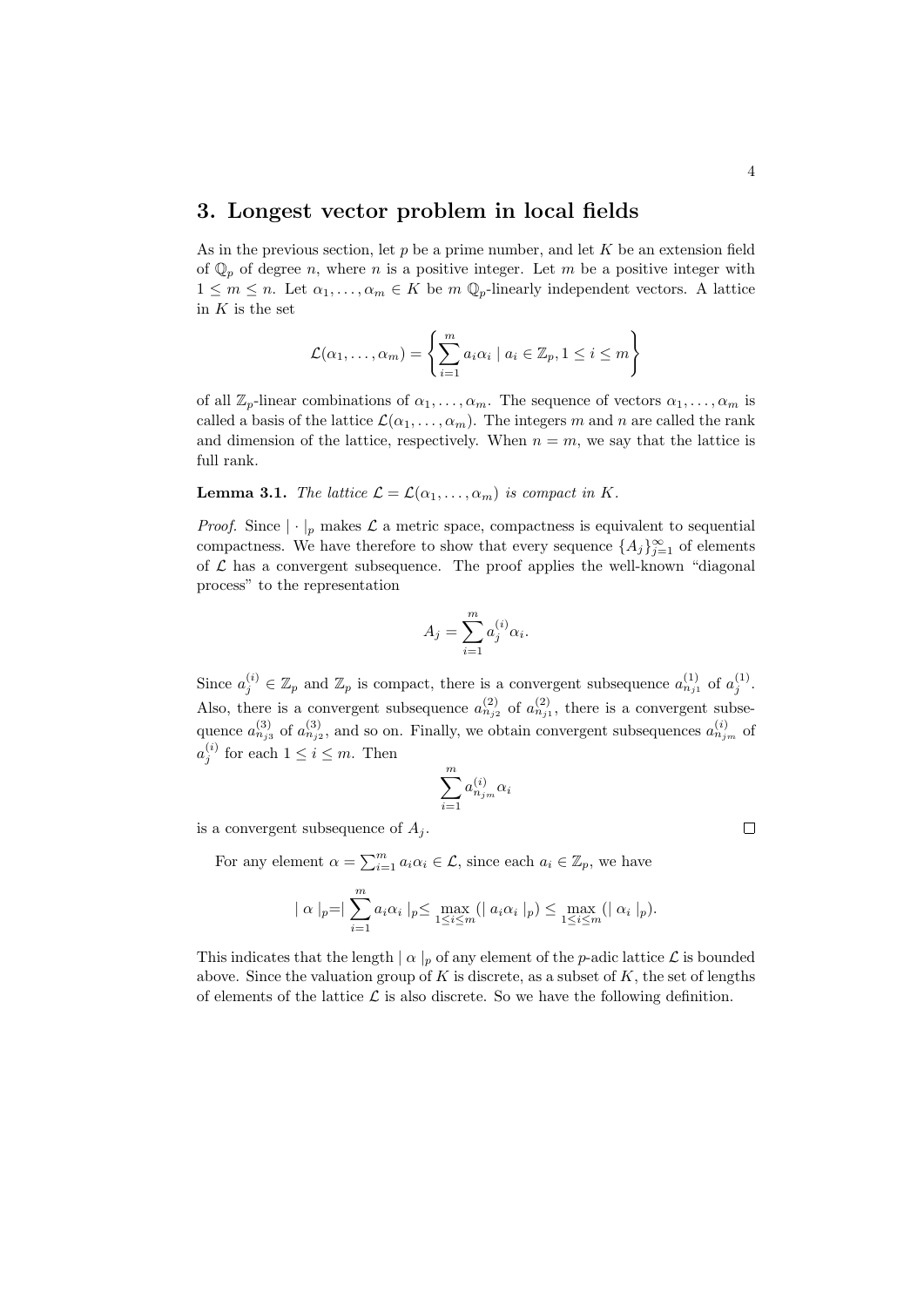## 3. Longest vector problem in local fields

As in the previous section, let $p$ be a prime number, and let $K$ be an extension field of $\mathbb{Q}_p$ of degree $n$, where $n$ is a positive integer. Let $m$ be a positive integer with $1 \leq m \leq n$. Let $\alpha_1, \ldots, \alpha_m \in K$ be $m$ $\mathbb{Q}_p$-linearly independent vectors. A lattice in $K$ is the set

$$\mathcal{L}(\alpha_1, \ldots, \alpha_m) = \left\{ \sum_{i=1}^{m} a_i \alpha_i \mid a_i \in \mathbb{Z}_p, 1 \leq i \leq m \right\}$$

of all $\mathbb{Z}_p$-linear combinations of $\alpha_1, \ldots, \alpha_m$. The sequence of vectors $\alpha_1, \ldots, \alpha_m$ is called a basis of the lattice $\mathcal{L}(\alpha_1, \ldots, \alpha_m)$. The integers $m$ and $n$ are called the rank and dimension of the lattice, respectively. When $n = m$, we say that the lattice is full rank.

**Lemma 3.1.** *The lattice $\mathcal{L} = \mathcal{L}(\alpha_1, \ldots, \alpha_m)$ is compact in $K$.*

*Proof.* Since $|\cdot|_p$ makes $\mathcal{L}$ a metric space, compactness is equivalent to sequential compactness. We have therefore to show that every sequence $\{A_j\}_{j=1}^{\infty}$ of elements of $\mathcal{L}$ has a convergent subsequence. The proof applies the well-known "diagonal process" to the representation

$$A_j = \sum_{i=1}^{m} a_j^{(i)} \alpha_i.$$

Since $a_j^{(i)} \in \mathbb{Z}_p$ and $\mathbb{Z}_p$ is compact, there is a convergent subsequence $a_{n_{j1}}^{(1)}$ of $a_j^{(1)}$. Also, there is a convergent subsequence $a_{n_{j2}}^{(2)}$ of $a_{n_{j1}}^{(2)}$, there is a convergent subsequence $a_{n_{j3}}^{(3)}$ of $a_{n_{j2}}^{(3)}$, and so on. Finally, we obtain convergent subsequences $a_{n_{jm}}^{(i)}$ of $a_j^{(i)}$ for each $1 \leq i \leq m$. Then

$$\sum_{i=1}^{m} a_{n_{jm}}^{(i)} \alpha_i$$

is a convergent subsequence of $A_j$. $\square$

For any element $\alpha = \sum_{i=1}^{m} a_i \alpha_i \in \mathcal{L}$, since each $a_i \in \mathbb{Z}_p$, we have

$$|\ \alpha\ |_p = |\ \sum_{i=1}^{m} a_i \alpha_i\ |_p \leq \max_{1 \leq i \leq m} (|\ a_i \alpha_i\ |_p) \leq \max_{1 \leq i \leq m} (|\ \alpha_i\ |_p).$$

This indicates that the length $|\ \alpha\ |_p$ of any element of the $p$-adic lattice $\mathcal{L}$ is bounded above. Since the valuation group of $K$ is discrete, as a subset of $K$, the set of lengths of elements of the lattice $\mathcal{L}$ is also discrete. So we have the following definition.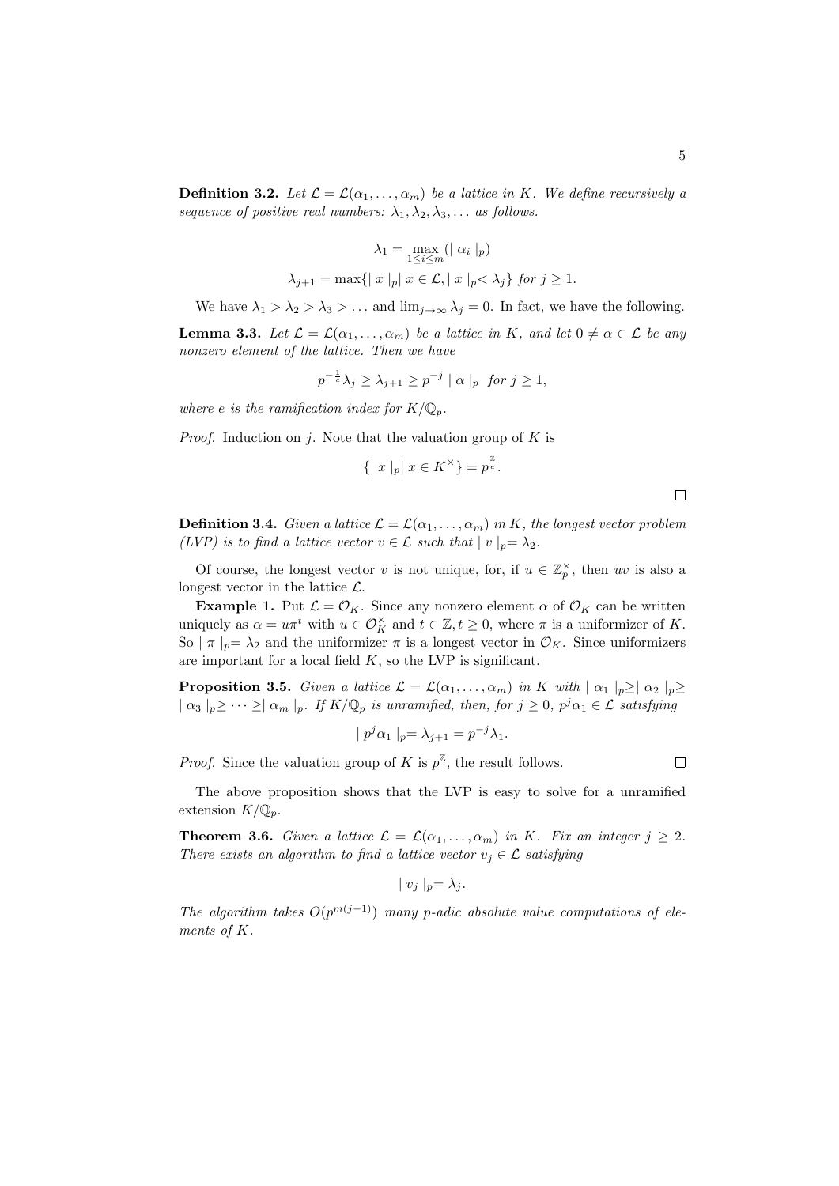**Definition 3.2.** *Let $\mathcal{L} = \mathcal{L}(\alpha_1, \ldots, \alpha_m)$ be a lattice in $K$. We define recursively a sequence of positive real numbers: $\lambda_1, \lambda_2, \lambda_3, \ldots$ as follows.*

$$\lambda_1 = \max_{1 \le i \le m} (\mid \alpha_i \mid_p)$$

$$\lambda_{j+1} = \max\{\mid x \mid_p \mid x \in \mathcal{L}, \mid x \mid_p < \lambda_j\} \text{ for } j \ge 1.$$

We have $\lambda_1 > \lambda_2 > \lambda_3 > \ldots$ and $\lim_{j \to \infty} \lambda_j = 0$. In fact, we have the following.

**Lemma 3.3.** *Let $\mathcal{L} = \mathcal{L}(\alpha_1, \ldots, \alpha_m)$ be a lattice in $K$, and let $0 \ne \alpha \in \mathcal{L}$ be any nonzero element of the lattice. Then we have*

$$p^{-\frac{1}{e}} \lambda_j \ge \lambda_{j+1} \ge p^{-j} \mid \alpha \mid_p \text{ for } j \ge 1,$$

*where $e$ is the ramification index for $K/\mathbb{Q}_p$.*

*Proof.* Induction on $j$. Note that the valuation group of $K$ is

$$\{\mid x \mid_p \mid x \in K^\times\} = p^{\frac{\mathbb{Z}}{e}}.$$

□

**Definition 3.4.** *Given a lattice $\mathcal{L} = \mathcal{L}(\alpha_1, \ldots, \alpha_m)$ in $K$, the longest vector problem (LVP) is to find a lattice vector $v \in \mathcal{L}$ such that $\mid v \mid_p = \lambda_2$.*

Of course, the longest vector $v$ is not unique, for, if $u \in \mathbb{Z}_p^\times$, then $uv$ is also a longest vector in the lattice $\mathcal{L}$.

**Example 1.** Put $\mathcal{L} = \mathcal{O}_K$. Since any nonzero element $\alpha$ of $\mathcal{O}_K$ can be written uniquely as $\alpha = u\pi^t$ with $u \in \mathcal{O}_K^\times$ and $t \in \mathbb{Z}, t \ge 0$, where $\pi$ is a uniformizer of $K$. So $\mid \pi \mid_p = \lambda_2$ and the uniformizer $\pi$ is a longest vector in $\mathcal{O}_K$. Since uniformizers are important for a local field $K$, so the LVP is significant.

**Proposition 3.5.** *Given a lattice $\mathcal{L} = \mathcal{L}(\alpha_1, \ldots, \alpha_m)$ in $K$ with $\mid \alpha_1 \mid_p \ge \mid \alpha_2 \mid_p \ge \mid \alpha_3 \mid_p \ge \cdots \ge \mid \alpha_m \mid_p$. If $K/\mathbb{Q}_p$ is unramified, then, for $j \ge 0$, $p^j \alpha_1 \in \mathcal{L}$ satisfying*

$$\mid p^j \alpha_1 \mid_p = \lambda_{j+1} = p^{-j} \lambda_1.$$

*Proof.* Since the valuation group of $K$ is $p^{\mathbb{Z}}$, the result follows. □

The above proposition shows that the LVP is easy to solve for a unramified extension $K/\mathbb{Q}_p$.

**Theorem 3.6.** *Given a lattice $\mathcal{L} = \mathcal{L}(\alpha_1, \ldots, \alpha_m)$ in $K$. Fix an integer $j \ge 2$. There exists an algorithm to find a lattice vector $v_j \in \mathcal{L}$ satisfying*

$$\mid v_j \mid_p = \lambda_j.$$

*The algorithm takes $O(p^{m(j-1)})$ many $p$-adic absolute value computations of elements of $K$.*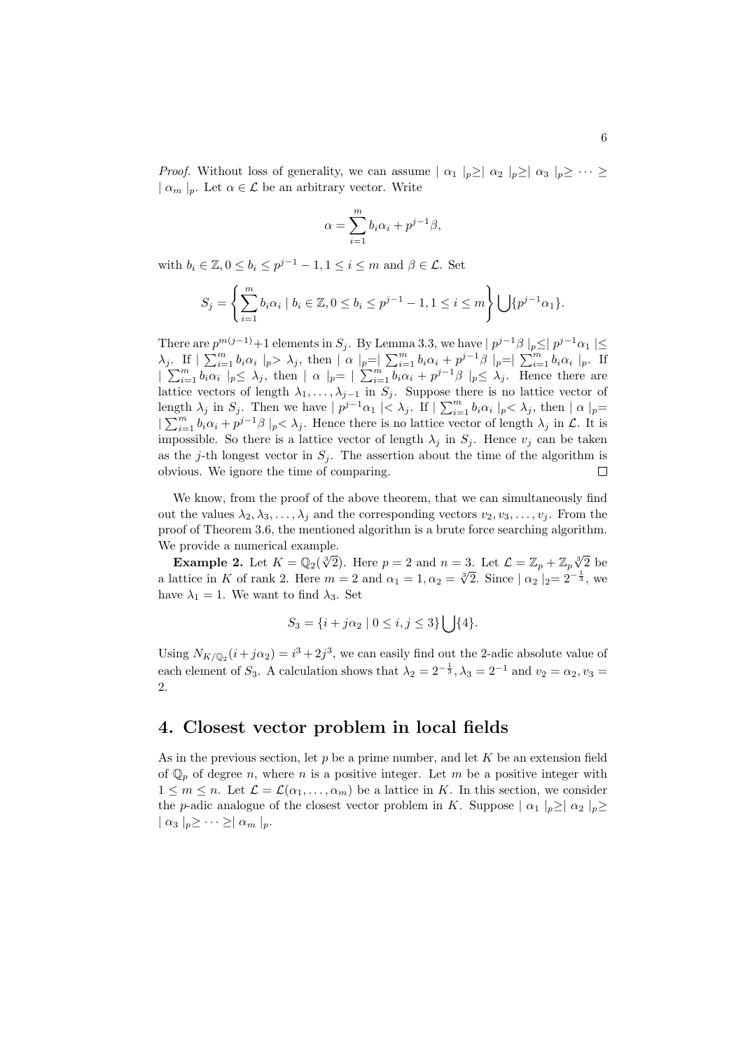*Proof.* Without loss of generality, we can assume $|\alpha_1|_p \geq |\alpha_2|_p \geq |\alpha_3|_p \geq \cdots \geq |\alpha_m|_p$. Let $\alpha \in \mathcal{L}$ be an arbitrary vector. Write

$$\alpha = \sum_{i=1}^{m} b_i \alpha_i + p^{j-1}\beta,$$

with $b_i \in \mathbb{Z}, 0 \leq b_i \leq p^{j-1} - 1, 1 \leq i \leq m$ and $\beta \in \mathcal{L}$. Set

$$S_j = \left\{ \sum_{i=1}^{m} b_i \alpha_i \mid b_i \in \mathbb{Z}, 0 \leq b_i \leq p^{j-1} - 1, 1 \leq i \leq m \right\} \bigcup \{p^{j-1}\alpha_1\}.$$

There are $p^{m(j-1)}+1$ elements in $S_j$. By Lemma 3.3, we have $|p^{j-1}\beta|_p \leq |p^{j-1}\alpha_1| \leq \lambda_j$. If $|\sum_{i=1}^m b_i\alpha_i|_p > \lambda_j$, then $|\alpha|_p = |\sum_{i=1}^m b_i\alpha_i + p^{j-1}\beta|_p = |\sum_{i=1}^m b_i\alpha_i|_p$. If $|\sum_{i=1}^m b_i\alpha_i|_p \leq \lambda_j$, then $|\alpha|_p = |\sum_{i=1}^m b_i\alpha_i + p^{j-1}\beta|_p \leq \lambda_j$. Hence there are lattice vectors of length $\lambda_1, \ldots, \lambda_{j-1}$ in $S_j$. Suppose there is no lattice vector of length $\lambda_j$ in $S_j$. Then we have $|p^{j-1}\alpha_1| < \lambda_j$. If $|\sum_{i=1}^m b_i\alpha_i|_p < \lambda_j$, then $|\alpha|_p = |\sum_{i=1}^m b_i\alpha_i + p^{j-1}\beta|_p < \lambda_j$. Hence there is no lattice vector of length $\lambda_j$ in $\mathcal{L}$. It is impossible. So there is a lattice vector of length $\lambda_j$ in $S_j$. Hence $v_j$ can be taken as the $j$-th longest vector in $S_j$. The assertion about the time of the algorithm is obvious. We ignore the time of comparing. $\square$

We know, from the proof of the above theorem, that we can simultaneously find out the values $\lambda_2, \lambda_3, \ldots, \lambda_j$ and the corresponding vectors $v_2, v_3, \ldots, v_j$. From the proof of Theorem 3.6, the mentioned algorithm is a brute force searching algorithm. We provide a numerical example.

**Example 2.** Let $K = \mathbb{Q}_2(\sqrt[3]{2})$. Here $p = 2$ and $n = 3$. Let $\mathcal{L} = \mathbb{Z}_p + \mathbb{Z}_p\sqrt[3]{2}$ be a lattice in $K$ of rank 2. Here $m = 2$ and $\alpha_1 = 1, \alpha_2 = \sqrt[3]{2}$. Since $|\alpha_2|_2 = 2^{-\frac{1}{3}}$, we have $\lambda_1 = 1$. We want to find $\lambda_3$. Set

$$S_3 = \{i + j\alpha_2 \mid 0 \leq i, j \leq 3\} \bigcup \{4\}.$$

Using $N_{K/\mathbb{Q}_2}(i + j\alpha_2) = i^3 + 2j^3$, we can easily find out the 2-adic absolute value of each element of $S_3$. A calculation shows that $\lambda_2 = 2^{-\frac{1}{3}}, \lambda_3 = 2^{-1}$ and $v_2 = \alpha_2, v_3 = 2$.

## 4. Closest vector problem in local fields

As in the previous section, let $p$ be a prime number, and let $K$ be an extension field of $\mathbb{Q}_p$ of degree $n$, where $n$ is a positive integer. Let $m$ be a positive integer with $1 \leq m \leq n$. Let $\mathcal{L} = \mathcal{L}(\alpha_1, \ldots, \alpha_m)$ be a lattice in $K$. In this section, we consider the $p$-adic analogue of the closest vector problem in $K$. Suppose $|\alpha_1|_p \geq |\alpha_2|_p \geq |\alpha_3|_p \geq \cdots \geq |\alpha_m|_p$.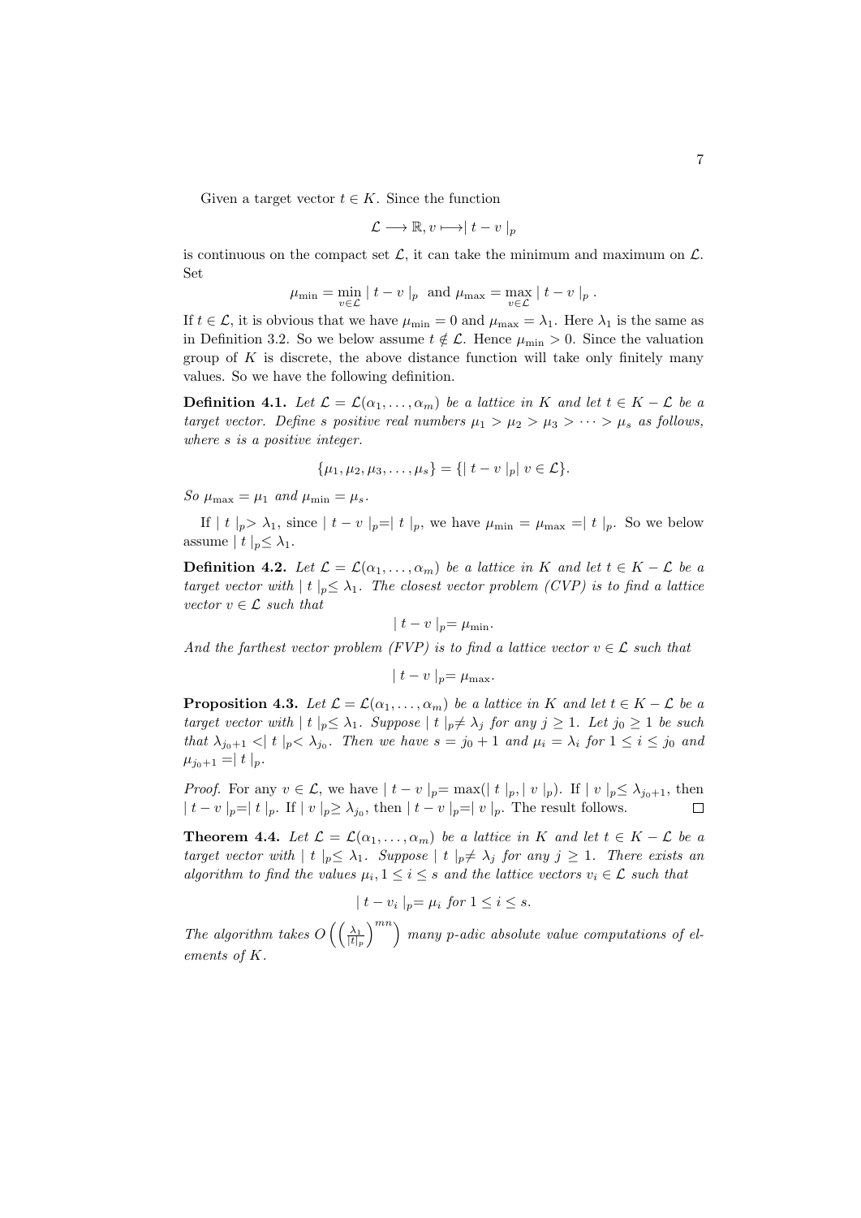Given a target vector $t \in K$. Since the function

$$\mathcal{L} \longrightarrow \mathbb{R}, v \longmapsto \mid t - v \mid_p$$

is continuous on the compact set $\mathcal{L}$, it can take the minimum and maximum on $\mathcal{L}$. Set

$$\mu_{\min} = \min_{v \in \mathcal{L}} \mid t - v \mid_p \text{ and } \mu_{\max} = \max_{v \in \mathcal{L}} \mid t - v \mid_p .$$

If $t \in \mathcal{L}$, it is obvious that we have $\mu_{\min} = 0$ and $\mu_{\max} = \lambda_1$. Here $\lambda_1$ is the same as in Definition 3.2. So we below assume $t \notin \mathcal{L}$. Hence $\mu_{\min} > 0$. Since the valuation group of $K$ is discrete, the above distance function will take only finitely many values. So we have the following definition.

**Definition 4.1.** *Let $\mathcal{L} = \mathcal{L}(\alpha_1, \dots, \alpha_m)$ be a lattice in $K$ and let $t \in K - \mathcal{L}$ be a target vector. Define $s$ positive real numbers $\mu_1 > \mu_2 > \mu_3 > \dots > \mu_s$ as follows, where $s$ is a positive integer.*

$$\{\mu_1, \mu_2, \mu_3, \dots, \mu_s\} = \{\mid t - v \mid_p \mid v \in \mathcal{L}\}.$$

*So $\mu_{\max} = \mu_1$ and $\mu_{\min} = \mu_s$.*

If $\mid t \mid_p > \lambda_1$, since $\mid t - v \mid_p = \mid t \mid_p$, we have $\mu_{\min} = \mu_{\max} = \mid t \mid_p$. So we below assume $\mid t \mid_p \leq \lambda_1$.

**Definition 4.2.** *Let $\mathcal{L} = \mathcal{L}(\alpha_1, \dots, \alpha_m)$ be a lattice in $K$ and let $t \in K - \mathcal{L}$ be a target vector with $\mid t \mid_p \leq \lambda_1$. The closest vector problem (CVP) is to find a lattice vector $v \in \mathcal{L}$ such that*

$$\mid t - v \mid_p = \mu_{\min}.$$

*And the farthest vector problem (FVP) is to find a lattice vector $v \in \mathcal{L}$ such that*

$$\mid t - v \mid_p = \mu_{\max}.$$

**Proposition 4.3.** *Let $\mathcal{L} = \mathcal{L}(\alpha_1, \dots, \alpha_m)$ be a lattice in $K$ and let $t \in K - \mathcal{L}$ be a target vector with $\mid t \mid_p \leq \lambda_1$. Suppose $\mid t \mid_p \neq \lambda_j$ for any $j \geq 1$. Let $j_0 \geq 1$ be such that $\lambda_{j_0+1} < \mid t \mid_p < \lambda_{j_0}$. Then we have $s = j_0 + 1$ and $\mu_i = \lambda_i$ for $1 \leq i \leq j_0$ and $\mu_{j_0+1} = \mid t \mid_p$.*

*Proof.* For any $v \in \mathcal{L}$, we have $\mid t - v \mid_p = \max(\mid t \mid_p, \mid v \mid_p)$. If $\mid v \mid_p \leq \lambda_{j_0+1}$, then $\mid t - v \mid_p = \mid t \mid_p$. If $\mid v \mid_p \geq \lambda_{j_0}$, then $\mid t - v \mid_p = \mid v \mid_p$. The result follows. $\square$

**Theorem 4.4.** *Let $\mathcal{L} = \mathcal{L}(\alpha_1, \dots, \alpha_m)$ be a lattice in $K$ and let $t \in K - \mathcal{L}$ be a target vector with $\mid t \mid_p \leq \lambda_1$. Suppose $\mid t \mid_p \neq \lambda_j$ for any $j \geq 1$. There exists an algorithm to find the values $\mu_i, 1 \leq i \leq s$ and the lattice vectors $v_i \in \mathcal{L}$ such that*

$$\mid t - v_i \mid_p = \mu_i \text{ for } 1 \leq i \leq s.$$

*The algorithm takes $O\left(\left(\frac{\lambda_1}{|t|_p}\right)^{mn}\right)$ many $p$-adic absolute value computations of elements of $K$.*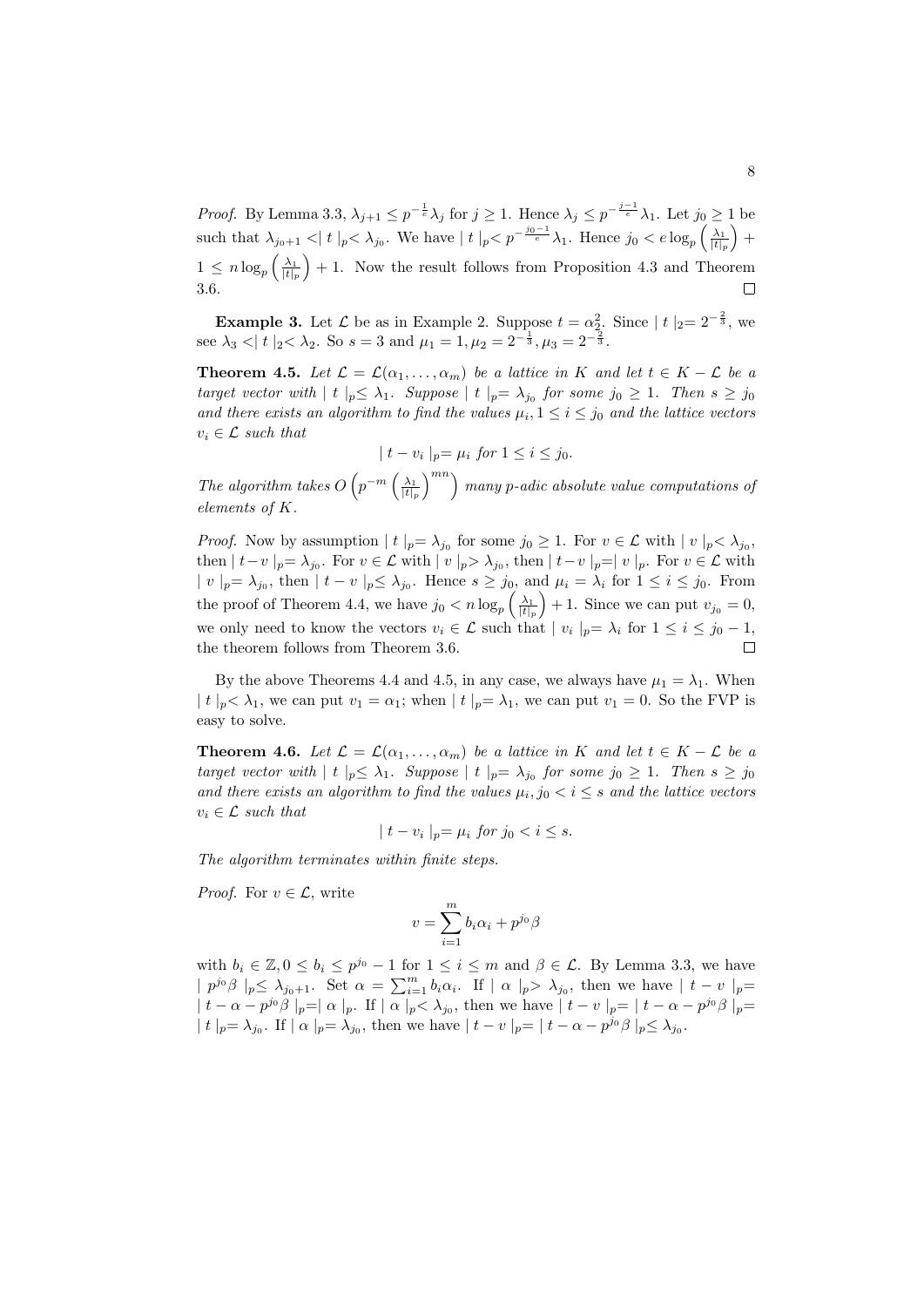*Proof.* By Lemma 3.3, $\lambda_{j+1} \leq p^{-\frac{1}{e}}\lambda_j$ for $j \geq 1$. Hence $\lambda_j \leq p^{-\frac{j-1}{e}}\lambda_1$. Let $j_0 \geq 1$ be such that $\lambda_{j_0+1} < \mid t \mid_p < \lambda_{j_0}$. We have $\mid t \mid_p < p^{-\frac{j_0-1}{e}}\lambda_1$. Hence $j_0 < e \log_p \left(\frac{\lambda_1}{|t|_p}\right) + 1 \leq n \log_p \left(\frac{\lambda_1}{|t|_p}\right) + 1$. Now the result follows from Proposition 4.3 and Theorem 3.6. $\square$

**Example 3.** Let $\mathcal{L}$ be as in Example 2. Suppose $t = \alpha_2^2$. Since $\mid t \mid_2 = 2^{-\frac{2}{3}}$, we see $\lambda_3 < \mid t \mid_2 < \lambda_2$. So $s = 3$ and $\mu_1 = 1, \mu_2 = 2^{-\frac{1}{3}}, \mu_3 = 2^{-\frac{2}{3}}$.

**Theorem 4.5.** *Let $\mathcal{L} = \mathcal{L}(\alpha_1, \ldots, \alpha_m)$ be a lattice in $K$ and let $t \in K - \mathcal{L}$ be a target vector with $\mid t \mid_p \leq \lambda_1$. Suppose $\mid t \mid_p = \lambda_{j_0}$ for some $j_0 \geq 1$. Then $s \geq j_0$ and there exists an algorithm to find the values $\mu_i, 1 \leq i \leq j_0$ and the lattice vectors $v_i \in \mathcal{L}$ such that*

$$\mid t - v_i \mid_p = \mu_i \text{ for } 1 \leq i \leq j_0.$$

*The algorithm takes $O\left(p^{-m}\left(\frac{\lambda_1}{|t|_p}\right)^{mn}\right)$ many $p$-adic absolute value computations of elements of $K$.*

*Proof.* Now by assumption $\mid t \mid_p = \lambda_{j_0}$ for some $j_0 \geq 1$. For $v \in \mathcal{L}$ with $\mid v \mid_p < \lambda_{j_0}$, then $\mid t - v \mid_p = \lambda_{j_0}$. For $v \in \mathcal{L}$ with $\mid v \mid_p > \lambda_{j_0}$, then $\mid t - v \mid_p = \mid v \mid_p$. For $v \in \mathcal{L}$ with $\mid v \mid_p = \lambda_{j_0}$, then $\mid t - v \mid_p \leq \lambda_{j_0}$. Hence $s \geq j_0$, and $\mu_i = \lambda_i$ for $1 \leq i \leq j_0$. From the proof of Theorem 4.4, we have $j_0 < n \log_p \left(\frac{\lambda_1}{|t|_p}\right) + 1$. Since we can put $v_{j_0} = 0$, we only need to know the vectors $v_i \in \mathcal{L}$ such that $\mid v_i \mid_p = \lambda_i$ for $1 \leq i \leq j_0 - 1$, the theorem follows from Theorem 3.6. $\square$

By the above Theorems 4.4 and 4.5, in any case, we always have $\mu_1 = \lambda_1$. When $\mid t \mid_p < \lambda_1$, we can put $v_1 = \alpha_1$; when $\mid t \mid_p = \lambda_1$, we can put $v_1 = 0$. So the FVP is easy to solve.

**Theorem 4.6.** *Let $\mathcal{L} = \mathcal{L}(\alpha_1, \ldots, \alpha_m)$ be a lattice in $K$ and let $t \in K - \mathcal{L}$ be a target vector with $\mid t \mid_p \leq \lambda_1$. Suppose $\mid t \mid_p = \lambda_{j_0}$ for some $j_0 \geq 1$. Then $s \geq j_0$ and there exists an algorithm to find the values $\mu_i, j_0 < i \leq s$ and the lattice vectors $v_i \in \mathcal{L}$ such that*

$$\mid t - v_i \mid_p = \mu_i \text{ for } j_0 < i \leq s.$$

*The algorithm terminates within finite steps.*

*Proof.* For $v \in \mathcal{L}$, write

$$v = \sum_{i=1}^{m} b_i \alpha_i + p^{j_0}\beta$$

with $b_i \in \mathbb{Z}, 0 \leq b_i \leq p^{j_0} - 1$ for $1 \leq i \leq m$ and $\beta \in \mathcal{L}$. By Lemma 3.3, we have $\mid p^{j_0}\beta \mid_p \leq \lambda_{j_0+1}$. Set $\alpha = \sum_{i=1}^{m} b_i \alpha_i$. If $\mid \alpha \mid_p > \lambda_{j_0}$, then we have $\mid t - v \mid_p = \mid t - \alpha - p^{j_0}\beta \mid_p = \mid \alpha \mid_p$. If $\mid \alpha \mid_p < \lambda_{j_0}$, then we have $\mid t - v \mid_p = \mid t - \alpha - p^{j_0}\beta \mid_p = \mid t \mid_p = \lambda_{j_0}$. If $\mid \alpha \mid_p = \lambda_{j_0}$, then we have $\mid t - v \mid_p = \mid t - \alpha - p^{j_0}\beta \mid_p \leq \lambda_{j_0}$.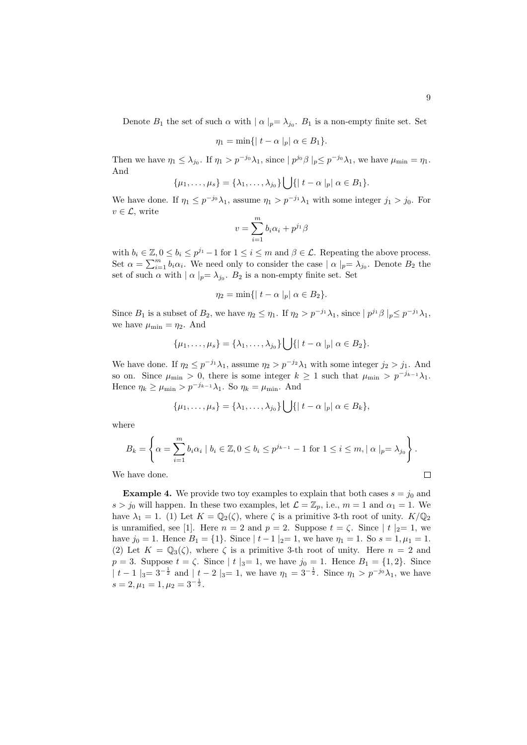Denote $B_1$ the set of such $\alpha$ with $|\alpha|_p = \lambda_{j_0}$. $B_1$ is a non-empty finite set. Set

$$\eta_1 = \min\{|t - \alpha|_p |\ \alpha \in B_1\}.$$

Then we have $\eta_1 \leq \lambda_{j_0}$. If $\eta_1 > p^{-j_0}\lambda_1$, since $|p^{j_0}\beta|_p \leq p^{-j_0}\lambda_1$, we have $\mu_{\min} = \eta_1$. And

$$\{\mu_1, \ldots, \mu_s\} = \{\lambda_1, \ldots, \lambda_{j_0}\} \bigcup \{|t - \alpha|_p |\ \alpha \in B_1\}.$$

We have done. If $\eta_1 \leq p^{-j_0}\lambda_1$, assume $\eta_1 > p^{-j_1}\lambda_1$ with some integer $j_1 > j_0$. For $v \in \mathcal{L}$, write

$$v = \sum_{i=1}^{m} b_i \alpha_i + p^{j_1}\beta$$

with $b_i \in \mathbb{Z}, 0 \leq b_i \leq p^{j_1} - 1$ for $1 \leq i \leq m$ and $\beta \in \mathcal{L}$. Repeating the above process. Set $\alpha = \sum_{i=1}^{m} b_i \alpha_i$. We need only to consider the case $|\alpha|_p = \lambda_{j_0}$. Denote $B_2$ the set of such $\alpha$ with $|\alpha|_p = \lambda_{j_0}$. $B_2$ is a non-empty finite set. Set

$$\eta_2 = \min\{|t - \alpha|_p |\ \alpha \in B_2\}.$$

Since $B_1$ is a subset of $B_2$, we have $\eta_2 \leq \eta_1$. If $\eta_2 > p^{-j_1}\lambda_1$, since $|p^{j_1}\beta|_p \leq p^{-j_1}\lambda_1$, we have $\mu_{\min} = \eta_2$. And

$$\{\mu_1, \ldots, \mu_s\} = \{\lambda_1, \ldots, \lambda_{j_0}\} \bigcup \{|t - \alpha|_p |\ \alpha \in B_2\}.$$

We have done. If $\eta_2 \leq p^{-j_1}\lambda_1$, assume $\eta_2 > p^{-j_2}\lambda_1$ with some integer $j_2 > j_1$. And so on. Since $\mu_{\min} > 0$, there is some integer $k \geq 1$ such that $\mu_{\min} > p^{-j_{k-1}}\lambda_1$. Hence $\eta_k \geq \mu_{\min} > p^{-j_{k-1}}\lambda_1$. So $\eta_k = \mu_{\min}$. And

$$\{\mu_1, \ldots, \mu_s\} = \{\lambda_1, \ldots, \lambda_{j_0}\} \bigcup \{|t - \alpha|_p |\ \alpha \in B_k\},$$

where

$$B_k = \left\{ \alpha = \sum_{i=1}^{m} b_i \alpha_i \mid b_i \in \mathbb{Z}, 0 \leq b_i \leq p^{j_{k-1}} - 1 \text{ for } 1 \leq i \leq m, |\alpha|_p = \lambda_{j_0} \right\}.$$

We have done. $\square$

**Example 4.** We provide two toy examples to explain that both cases $s = j_0$ and $s > j_0$ will happen. In these two examples, let $\mathcal{L} = \mathbb{Z}_p$, i.e., $m = 1$ and $\alpha_1 = 1$. We have $\lambda_1 = 1$. (1) Let $K = \mathbb{Q}_2(\zeta)$, where $\zeta$ is a primitive 3-th root of unity. $K/\mathbb{Q}_2$ is unramified, see [1]. Here $n = 2$ and $p = 2$. Suppose $t = \zeta$. Since $|t|_2 = 1$, we have $j_0 = 1$. Hence $B_1 = \{1\}$. Since $|t - 1|_2 = 1$, we have $\eta_1 = 1$. So $s = 1, \mu_1 = 1$. (2) Let $K = \mathbb{Q}_3(\zeta)$, where $\zeta$ is a primitive 3-th root of unity. Here $n = 2$ and $p = 3$. Suppose $t = \zeta$. Since $|t|_3 = 1$, we have $j_0 = 1$. Hence $B_1 = \{1, 2\}$. Since $|t - 1|_3 = 3^{-\frac{1}{2}}$ and $|t - 2|_3 = 1$, we have $\eta_1 = 3^{-\frac{1}{2}}$. Since $\eta_1 > p^{-j_0}\lambda_1$, we have $s = 2, \mu_1 = 1, \mu_2 = 3^{-\frac{1}{2}}$.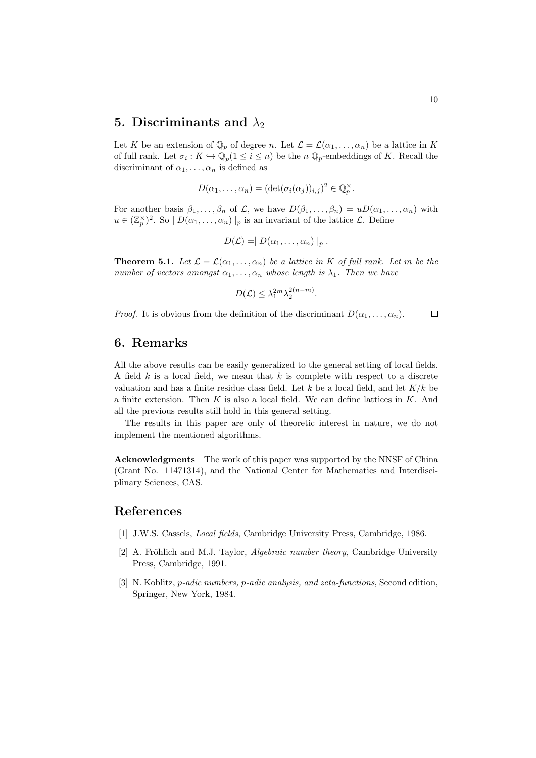## 5. Discriminants and $\lambda_2$

Let $K$ be an extension of $\mathbb{Q}_p$ of degree $n$. Let $\mathcal{L} = \mathcal{L}(\alpha_1, \ldots, \alpha_n)$ be a lattice in $K$ of full rank. Let $\sigma_i : K \hookrightarrow \overline{\mathbb{Q}}_p (1 \leq i \leq n)$ be the $n$ $\mathbb{Q}_p$-embeddings of $K$. Recall the discriminant of $\alpha_1, \ldots, \alpha_n$ is defined as

$$D(\alpha_1, \ldots, \alpha_n) = (\det(\sigma_i(\alpha_j))_{i,j})^2 \in \mathbb{Q}_p^\times.$$

For another basis $\beta_1, \ldots, \beta_n$ of $\mathcal{L}$, we have $D(\beta_1, \ldots, \beta_n) = uD(\alpha_1, \ldots, \alpha_n)$ with $u \in (\mathbb{Z}_p^\times)^2$. So $\mid D(\alpha_1, \ldots, \alpha_n) \mid_p$ is an invariant of the lattice $\mathcal{L}$. Define

$$D(\mathcal{L}) = \mid D(\alpha_1, \ldots, \alpha_n) \mid_p .$$

**Theorem 5.1.** *Let $\mathcal{L} = \mathcal{L}(\alpha_1, \ldots, \alpha_n)$ be a lattice in $K$ of full rank. Let $m$ be the number of vectors amongst $\alpha_1, \ldots, \alpha_n$ whose length is $\lambda_1$. Then we have*

$$D(\mathcal{L}) \leq \lambda_1^{2m} \lambda_2^{2(n-m)}.$$

*Proof.* It is obvious from the definition of the discriminant $D(\alpha_1, \ldots, \alpha_n)$. $\square$

## 6. Remarks

All the above results can be easily generalized to the general setting of local fields. A field $k$ is a local field, we mean that $k$ is complete with respect to a discrete valuation and has a finite residue class field. Let $k$ be a local field, and let $K/k$ be a finite extension. Then $K$ is also a local field. We can define lattices in $K$. And all the previous results still hold in this general setting.

The results in this paper are only of theoretic interest in nature, we do not implement the mentioned algorithms.

**Acknowledgments** The work of this paper was supported by the NNSF of China (Grant No. 11471314), and the National Center for Mathematics and Interdisciplinary Sciences, CAS.

## References

[1] J.W.S. Cassels, *Local fields*, Cambridge University Press, Cambridge, 1986.

[2] A. Fröhlich and M.J. Taylor, *Algebraic number theory*, Cambridge University Press, Cambridge, 1991.

[3] N. Koblitz, *p-adic numbers, p-adic analysis, and zeta-functions*, Second edition, Springer, New York, 1984.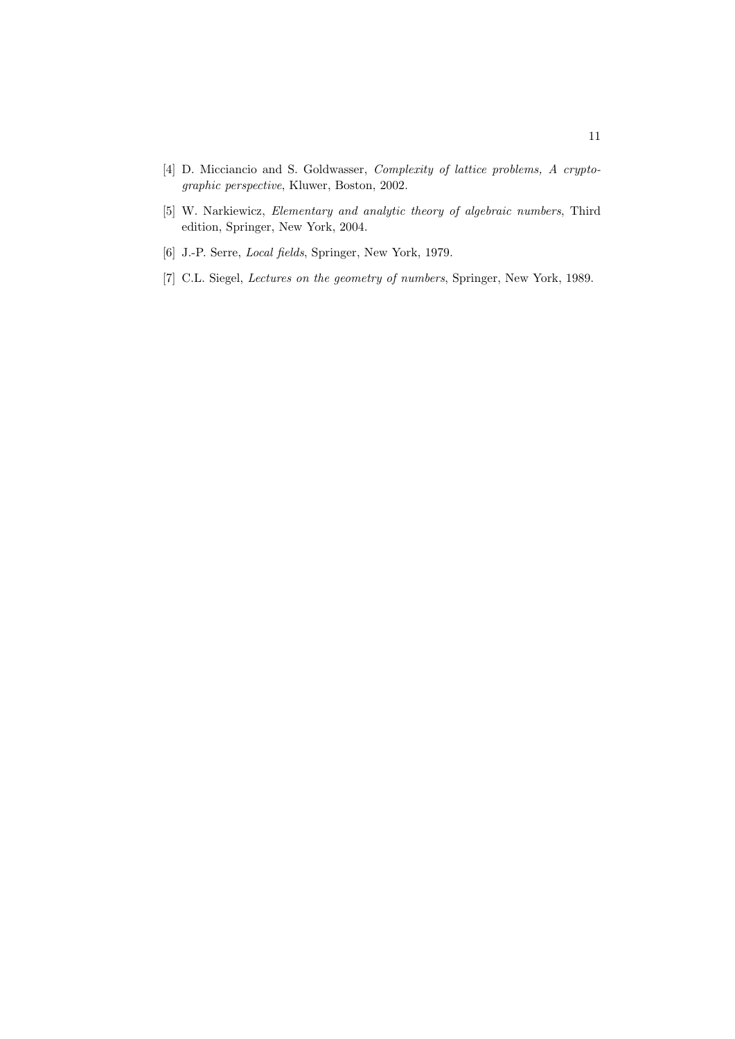[4] D. Micciancio and S. Goldwasser, *Complexity of lattice problems, A cryptographic perspective*, Kluwer, Boston, 2002.

[5] W. Narkiewicz, *Elementary and analytic theory of algebraic numbers*, Third edition, Springer, New York, 2004.

[6] J.-P. Serre, *Local fields*, Springer, New York, 1979.

[7] C.L. Siegel, *Lectures on the geometry of numbers*, Springer, New York, 1989.